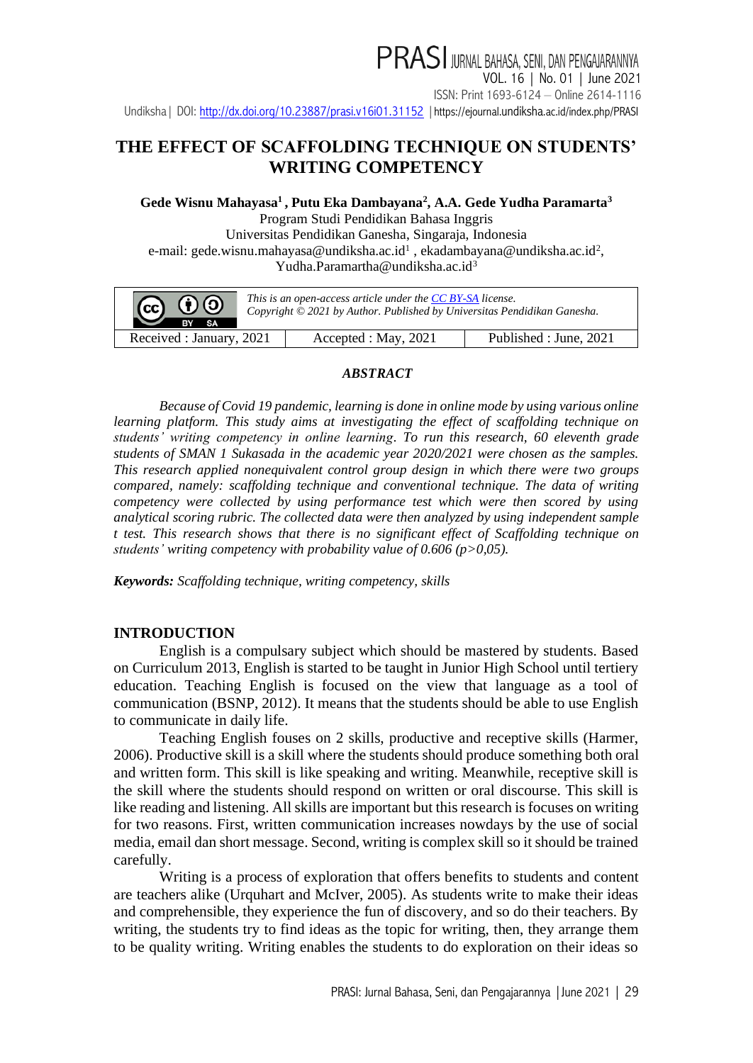# THE EFFECT OF SCAFFOLDING TECHNIQUE ON STUDENTS' WRITING COMPETENCY

**Gede Wisnu Mahayasa[1], Putu Eka Dambayana[2], A.A. Gede Yudha Paramarta[3]**

Program Studi Pendidikan Bahasa Inggris
Universitas Pendidikan Ganesha, Singaraja, Indonesia
e-mail: gede.wisnu.mahayasa@undiksha.ac.id[1], ekadambayana@undiksha.ac.id[2], Yudha.Paramartha@undiksha.ac.id[3]

| *This is an open-access article under the CC BY-SA license. Copyright © 2021 by Author. Published by Universitas Pendidikan Ganesha.* | | |
|---|---|---|
| Received : January, 2021 | Accepted : May, 2021 | Published : June, 2021 |

## *ABSTRACT*

*Because of Covid 19 pandemic, learning is done in online mode by using various online learning platform. This study aims at investigating the effect of scaffolding technique on students' writing competency in online learning. To run this research, 60 eleventh grade students of SMAN 1 Sukasada in the academic year 2020/2021 were chosen as the samples. This research applied nonequivalent control group design in which there were two groups compared, namely: scaffolding technique and conventional technique. The data of writing competency were collected by using performance test which were then scored by using analytical scoring rubric. The collected data were then analyzed by using independent sample t test. This research shows that there is no significant effect of Scaffolding technique on students' writing competency with probability value of 0.606 (p>0,05).*

***Keywords:*** *Scaffolding technique, writing competency, skills*

## INTRODUCTION

English is a compulsary subject which should be mastered by students. Based on Curriculum 2013, English is started to be taught in Junior High School until tertiery education. Teaching English is focused on the view that language as a tool of communication (BSNP, 2012). It means that the students should be able to use English to communicate in daily life.

Teaching English fouses on 2 skills, productive and receptive skills (Harmer, 2006). Productive skill is a skill where the students should produce something both oral and written form. This skill is like speaking and writing. Meanwhile, receptive skill is the skill where the students should respond on written or oral discourse. This skill is like reading and listening. All skills are important but this research is focuses on writing for two reasons. First, written communication increases nowdays by the use of social media, email dan short message. Second, writing is complex skill so it should be trained carefully.

Writing is a process of exploration that offers benefits to students and content are teachers alike (Urquhart and McIver, 2005). As students write to make their ideas and comprehensible, they experience the fun of discovery, and so do their teachers. By writing, the students try to find ideas as the topic for writing, then, they arrange them to be quality writing. Writing enables the students to do exploration on their ideas so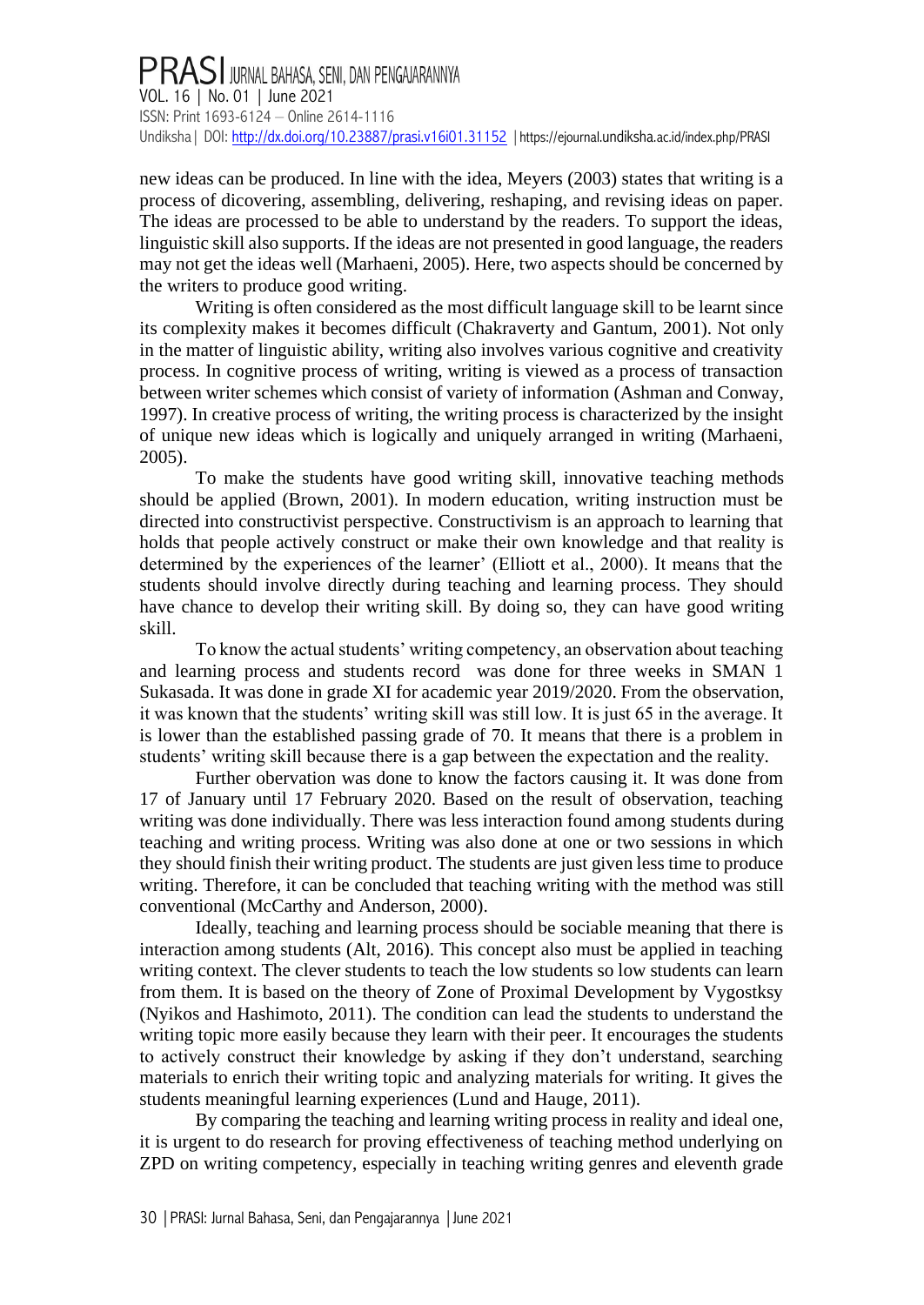new ideas can be produced. In line with the idea, Meyers (2003) states that writing is a process of dicovering, assembling, delivering, reshaping, and revising ideas on paper. The ideas are processed to be able to understand by the readers. To support the ideas, linguistic skill also supports. If the ideas are not presented in good language, the readers may not get the ideas well (Marhaeni, 2005). Here, two aspects should be concerned by the writers to produce good writing.

Writing is often considered as the most difficult language skill to be learnt since its complexity makes it becomes difficult (Chakraverty and Gantum, 2001). Not only in the matter of linguistic ability, writing also involves various cognitive and creativity process. In cognitive process of writing, writing is viewed as a process of transaction between writer schemes which consist of variety of information (Ashman and Conway, 1997). In creative process of writing, the writing process is characterized by the insight of unique new ideas which is logically and uniquely arranged in writing (Marhaeni, 2005).

To make the students have good writing skill, innovative teaching methods should be applied (Brown, 2001). In modern education, writing instruction must be directed into constructivist perspective. Constructivism is an approach to learning that holds that people actively construct or make their own knowledge and that reality is determined by the experiences of the learner' (Elliott et al., 2000). It means that the students should involve directly during teaching and learning process. They should have chance to develop their writing skill. By doing so, they can have good writing skill.

To know the actual students' writing competency, an observation about teaching and learning process and students record was done for three weeks in SMAN 1 Sukasada. It was done in grade XI for academic year 2019/2020. From the observation, it was known that the students' writing skill was still low. It is just 65 in the average. It is lower than the established passing grade of 70. It means that there is a problem in students' writing skill because there is a gap between the expectation and the reality.

Further obervation was done to know the factors causing it. It was done from 17 of January until 17 February 2020. Based on the result of observation, teaching writing was done individually. There was less interaction found among students during teaching and writing process. Writing was also done at one or two sessions in which they should finish their writing product. The students are just given less time to produce writing. Therefore, it can be concluded that teaching writing with the method was still conventional (McCarthy and Anderson, 2000).

Ideally, teaching and learning process should be sociable meaning that there is interaction among students (Alt, 2016). This concept also must be applied in teaching writing context. The clever students to teach the low students so low students can learn from them. It is based on the theory of Zone of Proximal Development by Vygostksy (Nyikos and Hashimoto, 2011). The condition can lead the students to understand the writing topic more easily because they learn with their peer. It encourages the students to actively construct their knowledge by asking if they don't understand, searching materials to enrich their writing topic and analyzing materials for writing. It gives the students meaningful learning experiences (Lund and Hauge, 2011).

By comparing the teaching and learning writing process in reality and ideal one, it is urgent to do research for proving effectiveness of teaching method underlying on ZPD on writing competency, especially in teaching writing genres and eleventh grade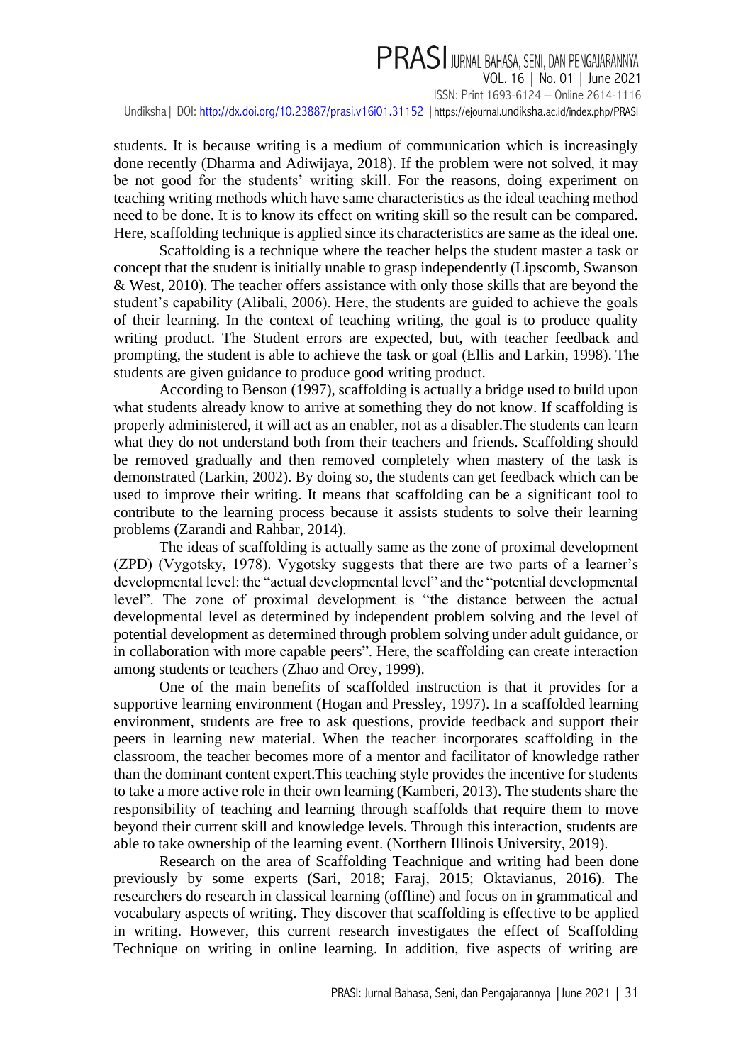students. It is because writing is a medium of communication which is increasingly done recently (Dharma and Adiwijaya, 2018). If the problem were not solved, it may be not good for the students' writing skill. For the reasons, doing experiment on teaching writing methods which have same characteristics as the ideal teaching method need to be done. It is to know its effect on writing skill so the result can be compared. Here, scaffolding technique is applied since its characteristics are same as the ideal one.

Scaffolding is a technique where the teacher helps the student master a task or concept that the student is initially unable to grasp independently (Lipscomb, Swanson & West, 2010). The teacher offers assistance with only those skills that are beyond the student's capability (Alibali, 2006). Here, the students are guided to achieve the goals of their learning. In the context of teaching writing, the goal is to produce quality writing product. The Student errors are expected, but, with teacher feedback and prompting, the student is able to achieve the task or goal (Ellis and Larkin, 1998). The students are given guidance to produce good writing product.

According to Benson (1997), scaffolding is actually a bridge used to build upon what students already know to arrive at something they do not know. If scaffolding is properly administered, it will act as an enabler, not as a disabler.The students can learn what they do not understand both from their teachers and friends. Scaffolding should be removed gradually and then removed completely when mastery of the task is demonstrated (Larkin, 2002). By doing so, the students can get feedback which can be used to improve their writing. It means that scaffolding can be a significant tool to contribute to the learning process because it assists students to solve their learning problems (Zarandi and Rahbar, 2014).

The ideas of scaffolding is actually same as the zone of proximal development (ZPD) (Vygotsky, 1978). Vygotsky suggests that there are two parts of a learner's developmental level: the "actual developmental level" and the "potential developmental level". The zone of proximal development is "the distance between the actual developmental level as determined by independent problem solving and the level of potential development as determined through problem solving under adult guidance, or in collaboration with more capable peers". Here, the scaffolding can create interaction among students or teachers (Zhao and Orey, 1999).

One of the main benefits of scaffolded instruction is that it provides for a supportive learning environment (Hogan and Pressley, 1997). In a scaffolded learning environment, students are free to ask questions, provide feedback and support their peers in learning new material. When the teacher incorporates scaffolding in the classroom, the teacher becomes more of a mentor and facilitator of knowledge rather than the dominant content expert.This teaching style provides the incentive for students to take a more active role in their own learning (Kamberi, 2013). The students share the responsibility of teaching and learning through scaffolds that require them to move beyond their current skill and knowledge levels. Through this interaction, students are able to take ownership of the learning event. (Northern Illinois University, 2019).

Research on the area of Scaffolding Teachnique and writing had been done previously by some experts (Sari, 2018; Faraj, 2015; Oktavianus, 2016). The researchers do research in classical learning (offline) and focus on in grammatical and vocabulary aspects of writing. They discover that scaffolding is effective to be applied in writing. However, this current research investigates the effect of Scaffolding Technique on writing in online learning. In addition, five aspects of writing are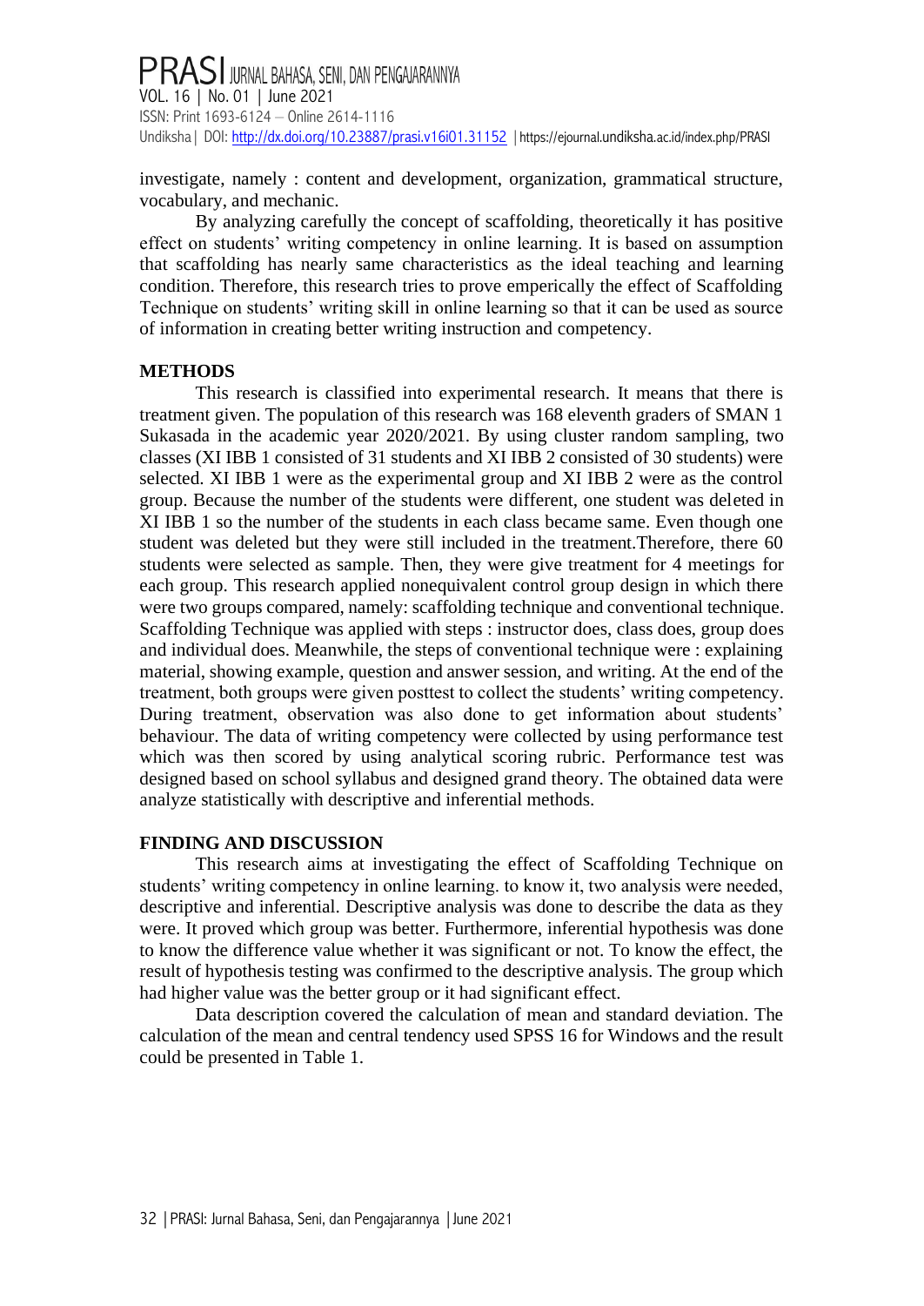investigate, namely : content and development, organization, grammatical structure, vocabulary, and mechanic.

By analyzing carefully the concept of scaffolding, theoretically it has positive effect on students' writing competency in online learning. It is based on assumption that scaffolding has nearly same characteristics as the ideal teaching and learning condition. Therefore, this research tries to prove emperically the effect of Scaffolding Technique on students' writing skill in online learning so that it can be used as source of information in creating better writing instruction and competency.

## METHODS

This research is classified into experimental research. It means that there is treatment given. The population of this research was 168 eleventh graders of SMAN 1 Sukasada in the academic year 2020/2021. By using cluster random sampling, two classes (XI IBB 1 consisted of 31 students and XI IBB 2 consisted of 30 students) were selected. XI IBB 1 were as the experimental group and XI IBB 2 were as the control group. Because the number of the students were different, one student was deleted in XI IBB 1 so the number of the students in each class became same. Even though one student was deleted but they were still included in the treatment.Therefore, there 60 students were selected as sample. Then, they were give treatment for 4 meetings for each group. This research applied nonequivalent control group design in which there were two groups compared, namely: scaffolding technique and conventional technique. Scaffolding Technique was applied with steps : instructor does, class does, group does and individual does. Meanwhile, the steps of conventional technique were : explaining material, showing example, question and answer session, and writing. At the end of the treatment, both groups were given posttest to collect the students' writing competency. During treatment, observation was also done to get information about students' behaviour. The data of writing competency were collected by using performance test which was then scored by using analytical scoring rubric. Performance test was designed based on school syllabus and designed grand theory. The obtained data were analyze statistically with descriptive and inferential methods.

## FINDING AND DISCUSSION

This research aims at investigating the effect of Scaffolding Technique on students' writing competency in online learning. to know it, two analysis were needed, descriptive and inferential. Descriptive analysis was done to describe the data as they were. It proved which group was better. Furthermore, inferential hypothesis was done to know the difference value whether it was significant or not. To know the effect, the result of hypothesis testing was confirmed to the descriptive analysis. The group which had higher value was the better group or it had significant effect.

Data description covered the calculation of mean and standard deviation. The calculation of the mean and central tendency used SPSS 16 for Windows and the result could be presented in Table 1.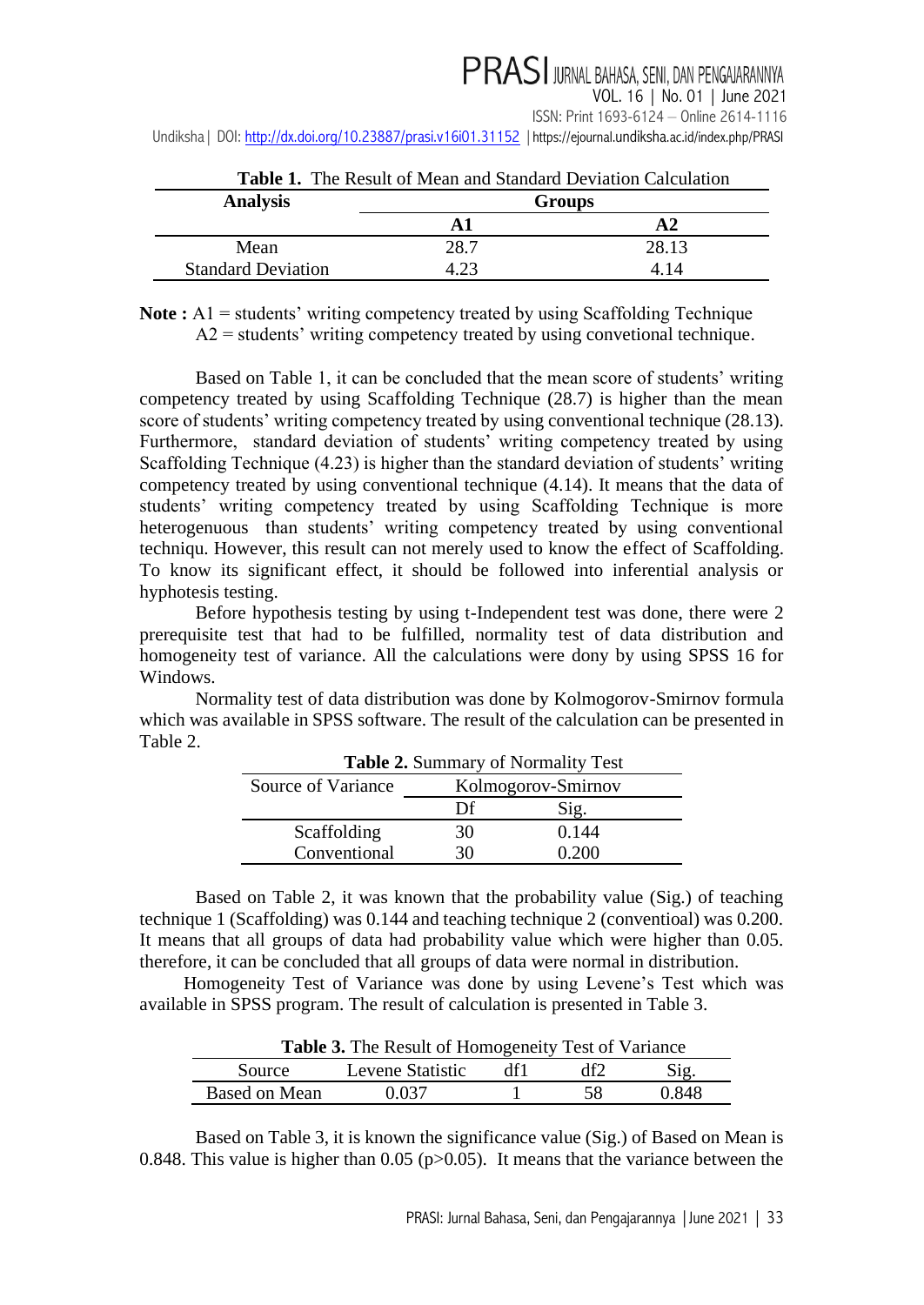**Table 1.** The Result of Mean and Standard Deviation Calculation

| Analysis | Groups | |
|---|---|---|
| | A1 | A2 |
| Mean | 28.7 | 28.13 |
| Standard Deviation | 4.23 | 4.14 |

**Note :** A1 = students' writing competency treated by using Scaffolding Technique
A2 = students' writing competency treated by using convetional technique.

Based on Table 1, it can be concluded that the mean score of students' writing competency treated by using Scaffolding Technique (28.7) is higher than the mean score of students' writing competency treated by using conventional technique (28.13). Furthermore, standard deviation of students' writing competency treated by using Scaffolding Technique (4.23) is higher than the standard deviation of students' writing competency treated by using conventional technique (4.14). It means that the data of students' writing competency treated by using Scaffolding Technique is more heterogenuous than students' writing competency treated by using conventional techniqu. However, this result can not merely used to know the effect of Scaffolding. To know its significant effect, it should be followed into inferential analysis or hyphotesis testing.

Before hypothesis testing by using t-Independent test was done, there were 2 prerequisite test that had to be fulfilled, normality test of data distribution and homogeneity test of variance. All the calculations were dony by using SPSS 16 for Windows.

Normality test of data distribution was done by Kolmogorov-Smirnov formula which was available in SPSS software. The result of the calculation can be presented in Table 2.

**Table 2.** Summary of Normality Test

| Source of Variance | Kolmogorov-Smirnov | |
|---|---|---|
| | Df | Sig. |
| Scaffolding | 30 | 0.144 |
| Conventional | 30 | 0.200 |

Based on Table 2, it was known that the probability value (Sig.) of teaching technique 1 (Scaffolding) was 0.144 and teaching technique 2 (convetioal) was 0.200. It means that all groups of data had probability value which were higher than 0.05. therefore, it can be concluded that all groups of data were normal in distribution.

Homogeneity Test of Variance was done by using Levene's Test which was available in SPSS program. The result of calculation is presented in Table 3.

**Table 3.** The Result of Homogeneity Test of Variance

| Source | Levene Statistic | df1 | df2 | Sig. |
|---|---|---|---|---|
| Based on Mean | 0.037 | 1 | 58 | 0.848 |

Based on Table 3, it is known the significance value (Sig.) of Based on Mean is 0.848. This value is higher than 0.05 ($p>0.05$). It means that the variance between the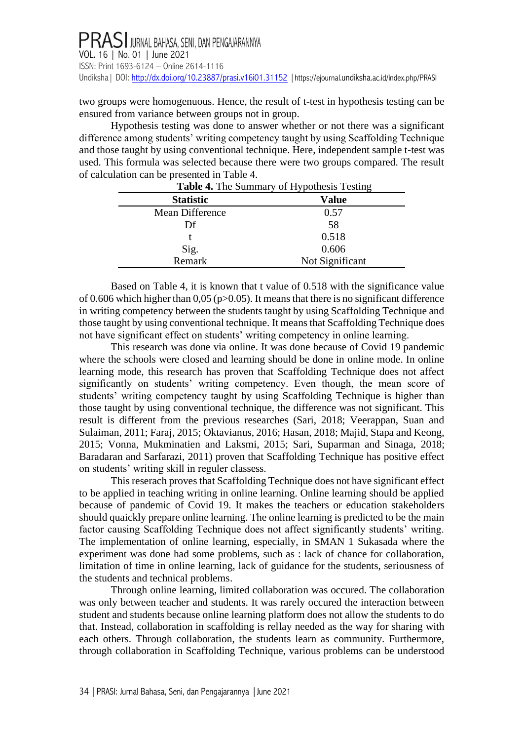two groups were homogenuous. Hence, the result of t-test in hypothesis testing can be ensured from variance between groups not in group.

Hypothesis testing was done to answer whether or not there was a significant difference among students' writing competency taught by using Scaffolding Technique and those taught by using conventional technique. Here, independent sample t-test was used. This formula was selected because there were two groups compared. The result of calculation can be presented in Table 4.

**Table 4.** The Summary of Hypothesis Testing

| Statistic | Value |
|---|---|
| Mean Difference | 0.57 |
| Df | 58 |
| t | 0.518 |
| Sig. | 0.606 |
| Remark | Not Significant |

Based on Table 4, it is known that t value of 0.518 with the significance value of 0.606 which higher than 0,05 ($p>0.05$). It means that there is no significant difference in writing competency between the students taught by using Scaffolding Technique and those taught by using conventional technique. It means that Scaffolding Technique does not have significant effect on students' writing competency in online learning.

This research was done via online. It was done because of Covid 19 pandemic where the schools were closed and learning should be done in online mode. In online learning mode, this research has proven that Scaffolding Technique does not affect significantly on students' writing competency. Even though, the mean score of students' writing competency taught by using Scaffolding Technique is higher than those taught by using conventional technique, the difference was not significant. This result is different from the previous researches (Sari, 2018; Veerappan, Suan and Sulaiman, 2011; Faraj, 2015; Oktavianus, 2016; Hasan, 2018; Majid, Stapa and Keong, 2015; Vonna, Mukminatien and Laksmi, 2015; Sari, Suparman and Sinaga, 2018; Baradaran and Sarfarazi, 2011) proven that Scaffolding Technique has positive effect on students' writing skill in reguler classess.

This reserach proves that Scaffolding Technique does not have significant effect to be applied in teaching writing in online learning. Online learning should be applied because of pandemic of Covid 19. It makes the teachers or education stakeholders should quaickly prepare online learning. The online learning is predicted to be the main factor causing Scaffolding Technique does not affect significantly students' writing. The implementation of online learning, especially, in SMAN 1 Sukasada where the experiment was done had some problems, such as : lack of chance for collaboration, limitation of time in online learning, lack of guidance for the students, seriousness of the students and technical problems.

Through online learning, limited collaboration was occured. The collaboration was only between teacher and students. It was rarely occured the interaction between student and students because online learning platform does not allow the students to do that. Instead, collaboration in scaffolding is rellay needed as the way for sharing with each others. Through collaboration, the students learn as community. Furthermore, through collaboration in Scaffolding Technique, various problems can be understood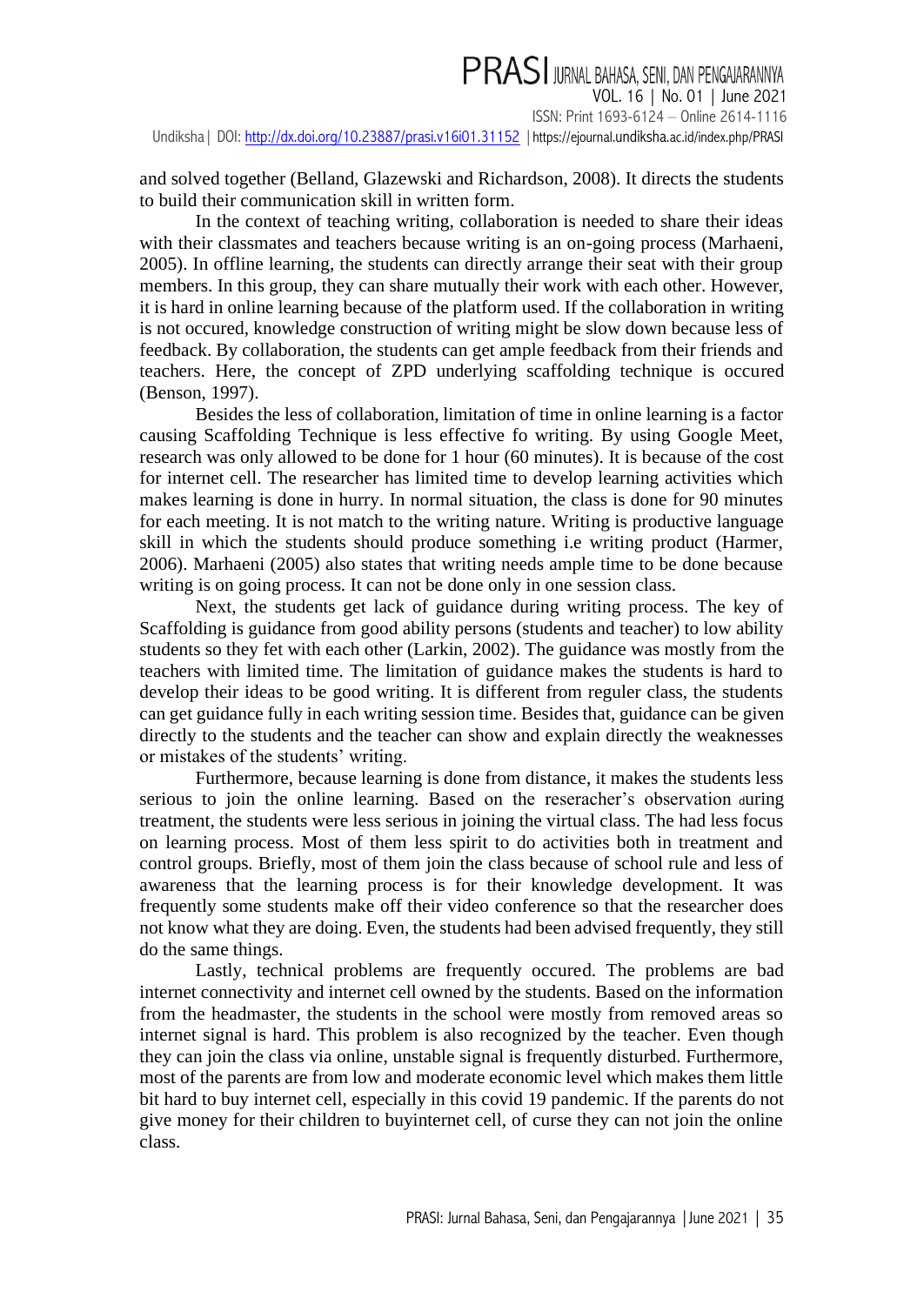and solved together (Belland, Glazewski and Richardson, 2008). It directs the students to build their communication skill in written form.

In the context of teaching writing, collaboration is needed to share their ideas with their classmates and teachers because writing is an on-going process (Marhaeni, 2005). In offline learning, the students can directly arrange their seat with their group members. In this group, they can share mutually their work with each other. However, it is hard in online learning because of the platform used. If the collaboration in writing is not occured, knowledge construction of writing might be slow down because less of feedback. By collaboration, the students can get ample feedback from their friends and teachers. Here, the concept of ZPD underlying scaffolding technique is occured (Benson, 1997).

Besides the less of collaboration, limitation of time in online learning is a factor causing Scaffolding Technique is less effective fo writing. By using Google Meet, research was only allowed to be done for 1 hour (60 minutes). It is because of the cost for internet cell. The researcher has limited time to develop learning activities which makes learning is done in hurry. In normal situation, the class is done for 90 minutes for each meeting. It is not match to the writing nature. Writing is productive language skill in which the students should produce something i.e writing product (Harmer, 2006). Marhaeni (2005) also states that writing needs ample time to be done because writing is on going process. It can not be done only in one session class.

Next, the students get lack of guidance during writing process. The key of Scaffolding is guidance from good ability persons (students and teacher) to low ability students so they fet with each other (Larkin, 2002). The guidance was mostly from the teachers with limited time. The limitation of guidance makes the students is hard to develop their ideas to be good writing. It is different from reguler class, the students can get guidance fully in each writing session time. Besides that, guidance can be given directly to the students and the teacher can show and explain directly the weaknesses or mistakes of the students' writing.

Furthermore, because learning is done from distance, it makes the students less serious to join the online learning. Based on the reseracher's observation during treatment, the students were less serious in joining the virtual class. The had less focus on learning process. Most of them less spirit to do activities both in treatment and control groups. Briefly, most of them join the class because of school rule and less of awareness that the learning process is for their knowledge development. It was frequently some students make off their video conference so that the researcher does not know what they are doing. Even, the students had been advised frequently, they still do the same things.

Lastly, technical problems are frequently occured. The problems are bad internet connectivity and internet cell owned by the students. Based on the information from the headmaster, the students in the school were mostly from removed areas so internet signal is hard. This problem is also recognized by the teacher. Even though they can join the class via online, unstable signal is frequently disturbed. Furthermore, most of the parents are from low and moderate economic level which makes them little bit hard to buy internet cell, especially in this covid 19 pandemic. If the parents do not give money for their children to buyinternet cell, of curse they can not join the online class.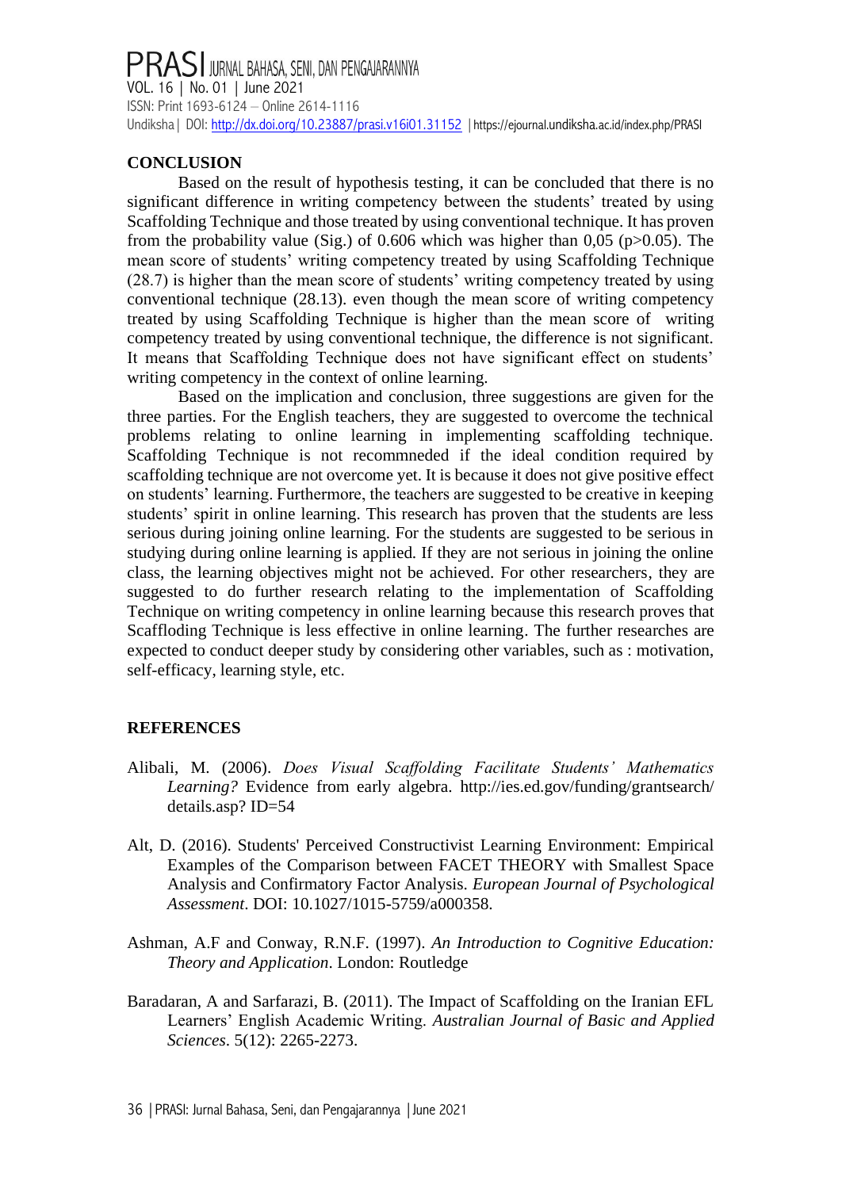## CONCLUSION

Based on the result of hypothesis testing, it can be concluded that there is no significant difference in writing competency between the students' treated by using Scaffolding Technique and those treated by using conventional technique. It has proven from the probability value (Sig.) of 0.606 which was higher than 0,05 ($p>0.05$). The mean score of students' writing competency treated by using Scaffolding Technique (28.7) is higher than the mean score of students' writing competency treated by using conventional technique (28.13). even though the mean score of writing competency treated by using Scaffolding Technique is higher than the mean score of writing competency treated by using conventional technique, the difference is not significant. It means that Scaffolding Technique does not have significant effect on students' writing competency in the context of online learning.

Based on the implication and conclusion, three suggestions are given for the three parties. For the English teachers, they are suggested to overcome the technical problems relating to online learning in implementing scaffolding technique. Scaffolding Technique is not recommneded if the ideal condition required by scaffolding technique are not overcome yet. It is because it does not give positive effect on students' learning. Furthermore, the teachers are suggested to be creative in keeping students' spirit in online learning. This research has proven that the students are less serious during joining online learning. For the students are suggested to be serious in studying during online learning is applied. If they are not serious in joining the online class, the learning objectives might not be achieved. For other researchers, they are suggested to do further research relating to the implementation of Scaffolding Technique on writing competency in online learning because this research proves that Scaffloding Technique is less effective in online learning. The further researches are expected to conduct deeper study by considering other variables, such as : motivation, self-efficacy, learning style, etc.

## REFERENCES

Alibali, M. (2006). *Does Visual Scaffolding Facilitate Students' Mathematics Learning?* Evidence from early algebra. http://ies.ed.gov/funding/grantsearch/ details.asp? ID=54

Alt, D. (2016). Students' Perceived Constructivist Learning Environment: Empirical Examples of the Comparison between FACET THEORY with Smallest Space Analysis and Confirmatory Factor Analysis. *European Journal of Psychological Assessment*. DOI: 10.1027/1015-5759/a000358.

Ashman, A.F and Conway, R.N.F. (1997). *An Introduction to Cognitive Education: Theory and Application*. London: Routledge

Baradaran, A and Sarfarazi, B. (2011). The Impact of Scaffolding on the Iranian EFL Learners' English Academic Writing. *Australian Journal of Basic and Applied Sciences*. 5(12): 2265-2273.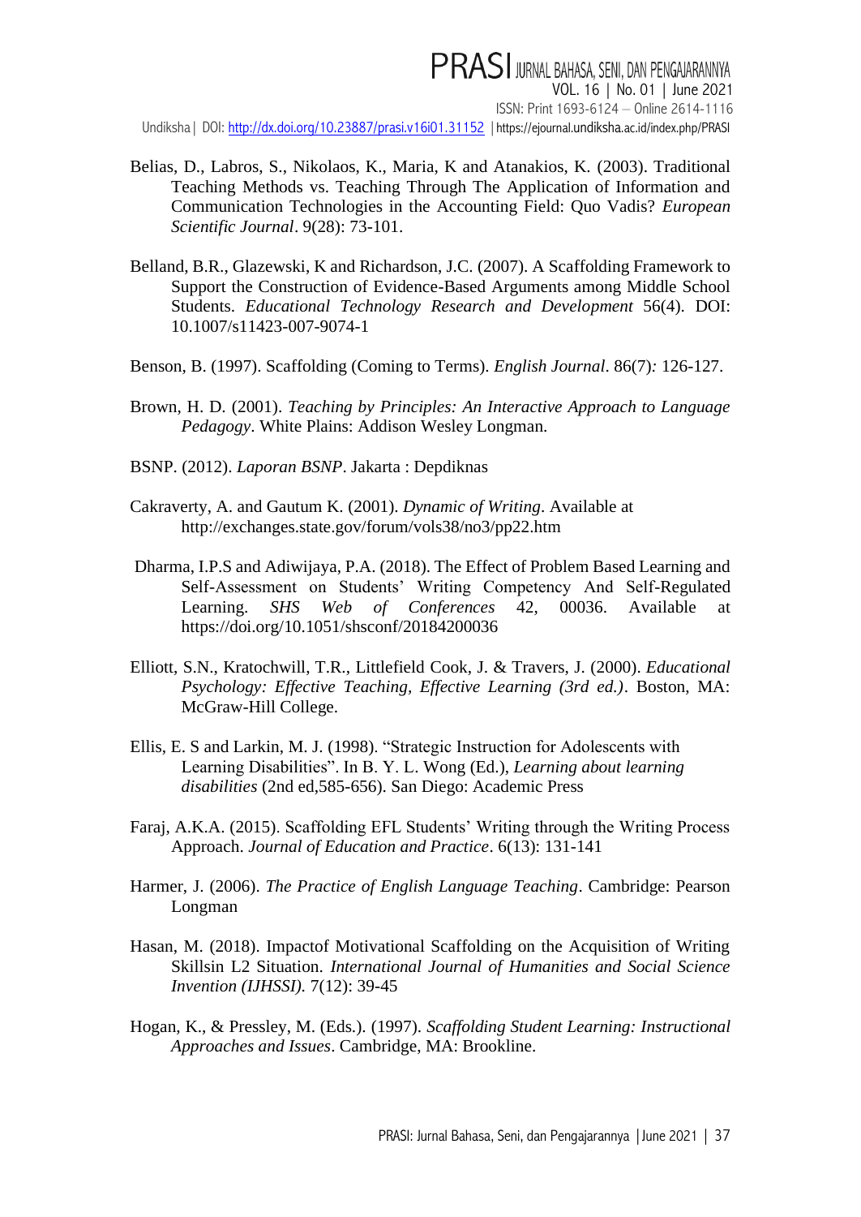Belias, D., Labros, S., Nikolaos, K., Maria, K and Atanakios, K. (2003). Traditional Teaching Methods vs. Teaching Through The Application of Information and Communication Technologies in the Accounting Field: Quo Vadis? *European Scientific Journal*. 9(28): 73-101.

Belland, B.R., Glazewski, K and Richardson, J.C. (2007). A Scaffolding Framework to Support the Construction of Evidence-Based Arguments among Middle School Students. *Educational Technology Research and Development* 56(4). DOI: 10.1007/s11423-007-9074-1

Benson, B. (1997). Scaffolding (Coming to Terms). *English Journal*. 86(7): 126-127.

Brown, H. D. (2001). *Teaching by Principles: An Interactive Approach to Language Pedagogy*. White Plains: Addison Wesley Longman.

BSNP. (2012). *Laporan BSNP*. Jakarta : Depdiknas

Cakraverty, A. and Gautum K. (2001). *Dynamic of Writing*. Available at http://exchanges.state.gov/forum/vols38/no3/pp22.htm

Dharma, I.P.S and Adiwijaya, P.A. (2018). The Effect of Problem Based Learning and Self-Assessment on Students' Writing Competency And Self-Regulated Learning. *SHS Web of Conferences* 42, 00036. Available at https://doi.org/10.1051/shsconf/20184200036

Elliott, S.N., Kratochwill, T.R., Littlefield Cook, J. & Travers, J. (2000). *Educational Psychology: Effective Teaching, Effective Learning (3rd ed.)*. Boston, MA: McGraw-Hill College.

Ellis, E. S and Larkin, M. J. (1998). "Strategic Instruction for Adolescents with Learning Disabilities". In B. Y. L. Wong (Ed.), *Learning about learning disabilities* (2nd ed,585-656). San Diego: Academic Press

Faraj, A.K.A. (2015). Scaffolding EFL Students' Writing through the Writing Process Approach. *Journal of Education and Practice*. 6(13): 131-141

Harmer, J. (2006). *The Practice of English Language Teaching*. Cambridge: Pearson Longman

Hasan, M. (2018). Impactof Motivational Scaffolding on the Acquisition of Writing Skillsin L2 Situation. *International Journal of Humanities and Social Science Invention (IJHSSI)*. 7(12): 39-45

Hogan, K., & Pressley, M. (Eds.). (1997). *Scaffolding Student Learning: Instructional Approaches and Issues*. Cambridge, MA: Brookline.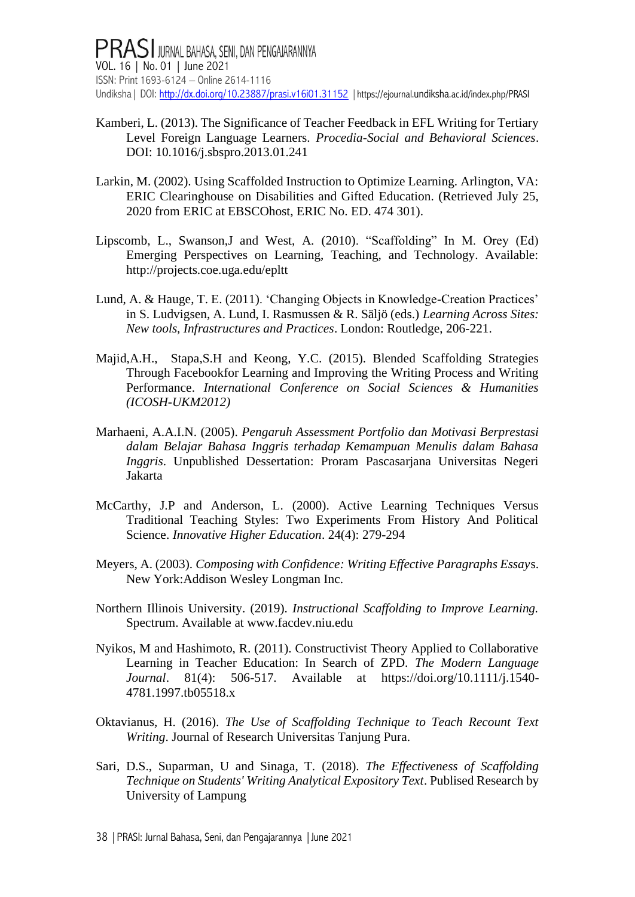Kamberi, L. (2013). The Significance of Teacher Feedback in EFL Writing for Tertiary Level Foreign Language Learners. *Procedia-Social and Behavioral Sciences*. DOI: 10.1016/j.sbspro.2013.01.241

Larkin, M. (2002). Using Scaffolded Instruction to Optimize Learning. Arlington, VA: ERIC Clearinghouse on Disabilities and Gifted Education. (Retrieved July 25, 2020 from ERIC at EBSCOhost, ERIC No. ED. 474 301).

Lipscomb, L., Swanson,J and West, A. (2010). "Scaffolding" In M. Orey (Ed) Emerging Perspectives on Learning, Teaching, and Technology. Available: http://projects.coe.uga.edu/epltt

Lund, A. & Hauge, T. E. (2011). 'Changing Objects in Knowledge-Creation Practices' in S. Ludvigsen, A. Lund, I. Rasmussen & R. Säljö (eds.) *Learning Across Sites: New tools, Infrastructures and Practices*. London: Routledge, 206-221.

Majid,A.H., Stapa,S.H and Keong, Y.C. (2015). Blended Scaffolding Strategies Through Facebookfor Learning and Improving the Writing Process and Writing Performance. *International Conference on Social Sciences & Humanities (ICOSH-UKM2012)*

Marhaeni, A.A.I.N. (2005). *Pengaruh Assessment Portfolio dan Motivasi Berprestasi dalam Belajar Bahasa Inggris terhadap Kemampuan Menulis dalam Bahasa Inggris*. Unpublished Dessertation: Proram Pascasarjana Universitas Negeri Jakarta

McCarthy, J.P and Anderson, L. (2000). Active Learning Techniques Versus Traditional Teaching Styles: Two Experiments From History And Political Science. *Innovative Higher Education*. 24(4): 279-294

Meyers, A. (2003). *Composing with Confidence: Writing Effective Paragraphs Essay*s. New York:Addison Wesley Longman Inc.

Northern Illinois University. (2019). *Instructional Scaffolding to Improve Learning.* Spectrum. Available at www.facdev.niu.edu

Nyikos, M and Hashimoto, R. (2011). Constructivist Theory Applied to Collaborative Learning in Teacher Education: In Search of ZPD. *The Modern Language Journal*. 81(4): 506-517. Available at https://doi.org/10.1111/j.1540-4781.1997.tb05518.x

Oktavianus, H. (2016). *The Use of Scaffolding Technique to Teach Recount Text Writing*. Journal of Research Universitas Tanjung Pura.

Sari, D.S., Suparman, U and Sinaga, T. (2018). *The Effectiveness of Scaffolding Technique on Students' Writing Analytical Expository Text*. Publised Research by University of Lampung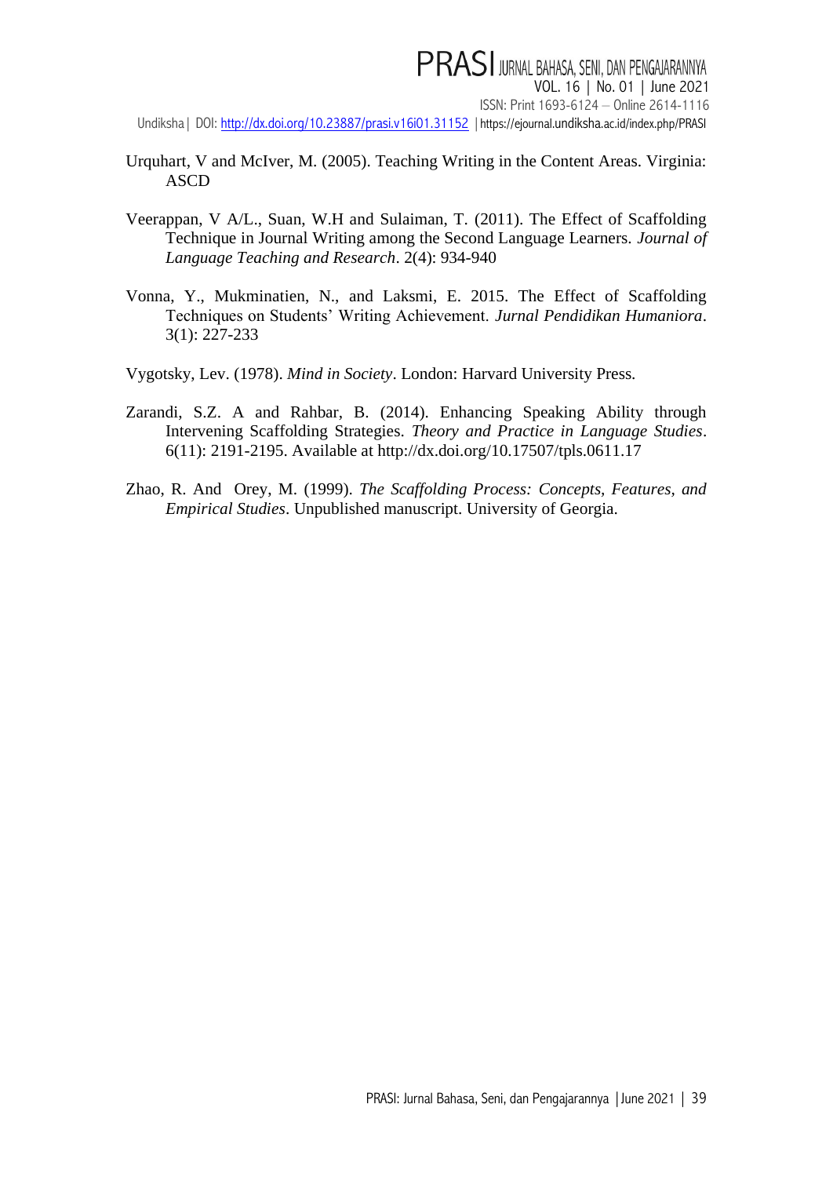Urquhart, V and McIver, M. (2005). Teaching Writing in the Content Areas. Virginia: ASCD

Veerappan, V A/L., Suan, W.H and Sulaiman, T. (2011). The Effect of Scaffolding Technique in Journal Writing among the Second Language Learners. *Journal of Language Teaching and Research*. 2(4): 934-940

Vonna, Y., Mukminatien, N., and Laksmi, E. 2015. The Effect of Scaffolding Techniques on Students' Writing Achievement. *Jurnal Pendidikan Humaniora*. 3(1): 227-233

Vygotsky, Lev. (1978). *Mind in Society*. London: Harvard University Press.

Zarandi, S.Z. A and Rahbar, B. (2014). Enhancing Speaking Ability through Intervening Scaffolding Strategies. *Theory and Practice in Language Studies*. 6(11): 2191-2195. Available at http://dx.doi.org/10.17507/tpls.0611.17

Zhao, R. And Orey, M. (1999). *The Scaffolding Process: Concepts, Features, and Empirical Studies*. Unpublished manuscript. University of Georgia.